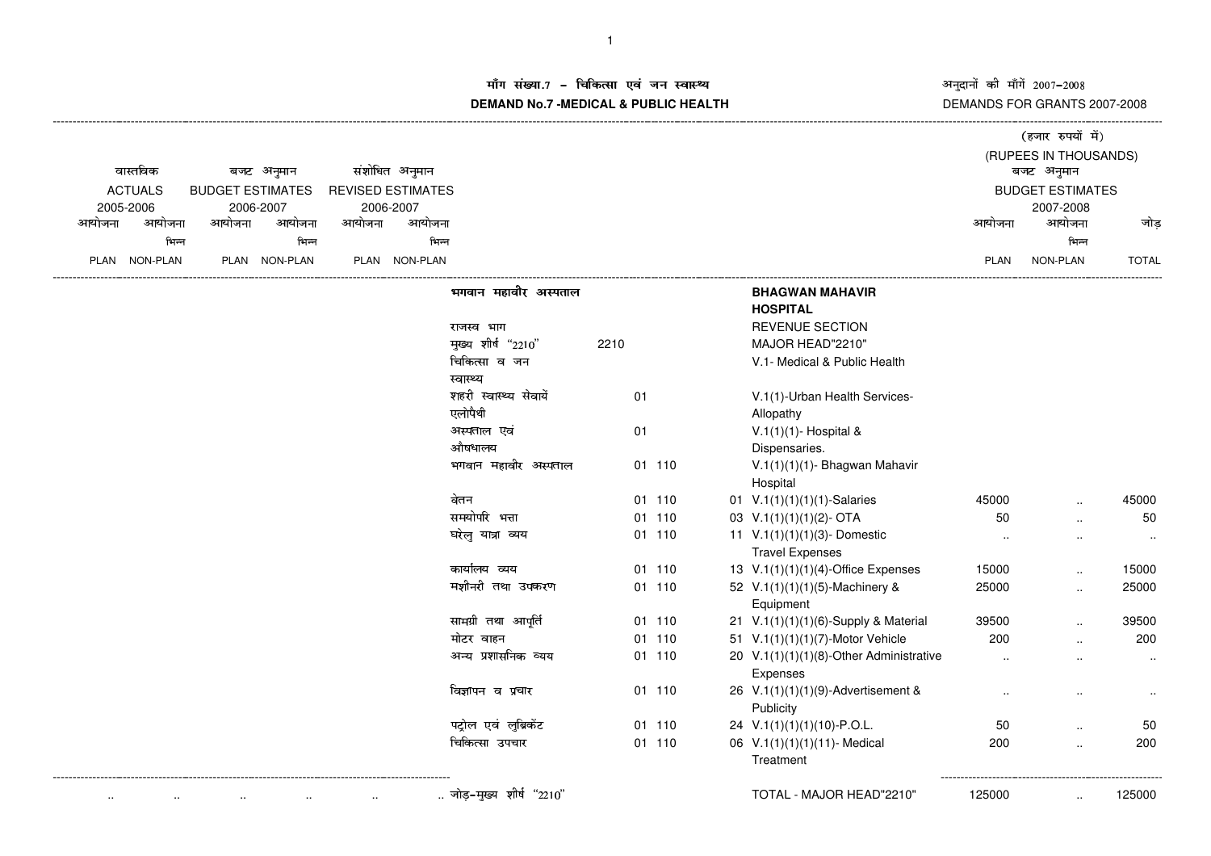# माँग संख्या.7 - चिकित्सा एवं जन स्वास्थ्य

# DEMAND No.7 -MEDICAL & PUBLIC HEALTH

अनुदानों की माँगें 2007-2008

DEMANDS FOR GRANTS 2007-2008

(हजार रुपयों में)

(RUPEES IN THOUSANDS)

| वास्तविक ACTUALS 2005-2006 | | बजट अनुमान BUDGET ESTIMATES 2006-2007 | | संशोधित अनुमान REVISED ESTIMATES 2006-2007 | | | | | बजट अनुमान BUDGET ESTIMATES 2007-2008 | | |
|---|---|---|---|---|---|---|---|---|---|---|---|
| आयोजना PLAN | आयोजना भिन्न NON-PLAN | आयोजना PLAN | आयोजना भिन्न NON-PLAN | आयोजना PLAN | आयोजना भिन्न NON-PLAN | | | | आयोजना PLAN | आयोजना भिन्न NON-PLAN | जोड़ TOTAL |
| | | | | | | भगवान महावीर अस्पताल | | **BHAGWAN MAHAVIR HOSPITAL** | | | |
| | | | | | | राजस्व भाग | | REVENUE SECTION | | | |
| | | | | | | मुख्य शीर्ष "2210" | 2210 | MAJOR HEAD"2210" | | | |
| | | | | | | चिकित्सा व जन स्वास्थ्य | | V.1- Medical & Public Health | | | |
| | | | | | | शहरी स्वास्थ्य सेवायें एलोपैथी | 01 | V.1(1)-Urban Health Services-Allopathy | | | |
| | | | | | | अस्पताल एवं औषधालय | 01 | V.1(1)(1)- Hospital & Dispensaries. | | | |
| | | | | | | भगवान महावीर अस्पताल | 01 110 | V.1(1)(1)(1)- Bhagwan Mahavir Hospital | | | |
| | | | | | | वेतन | 01 110 01 | V.1(1)(1)(1)(1)-Salaries | 45000 | .. | 45000 |
| | | | | | | समयोपरि भत्ता | 01 110 03 | V.1(1)(1)(1)(2)- OTA | 50 | .. | 50 |
| | | | | | | घरेलु यात्रा व्यय | 01 110 11 | V.1(1)(1)(1)(3)- Domestic Travel Expenses | .. | .. | .. |
| | | | | | | कार्यालय व्यय | 01 110 13 | V.1(1)(1)(1)(4)-Office Expenses | 15000 | .. | 15000 |
| | | | | | | मशीनरी तथा उपकरण | 01 110 52 | V.1(1)(1)(1)(5)-Machinery & Equipment | 25000 | .. | 25000 |
| | | | | | | सामग्री तथा आपूर्ति | 01 110 21 | V.1(1)(1)(1)(6)-Supply & Material | 39500 | .. | 39500 |
| | | | | | | मोटर वाहन | 01 110 51 | V.1(1)(1)(1)(7)-Motor Vehicle | 200 | .. | 200 |
| | | | | | | अन्य प्रशासनिक व्यय | 01 110 20 | V.1(1)(1)(1)(8)-Other Administrative Expenses | .. | .. | .. |
| | | | | | | विज्ञापन व प्रचार | 01 110 26 | V.1(1)(1)(1)(9)-Advertisement & Publicity | .. | .. | .. |
| | | | | | | पट्रोल एवं लुब्रिकेंट | 01 110 24 | V.1(1)(1)(1)(10)-P.O.L. | 50 | .. | 50 |
| | | | | | | चिकित्सा उपचार | 01 110 06 | V.1(1)(1)(1)(11)- Medical Treatment | 200 | .. | 200 |
| .. | .. | .. | .. | .. | .. | जोड़-मुख्य शीर्ष "2210" | | TOTAL - MAJOR HEAD"2210" | 125000 | .. | 125000 |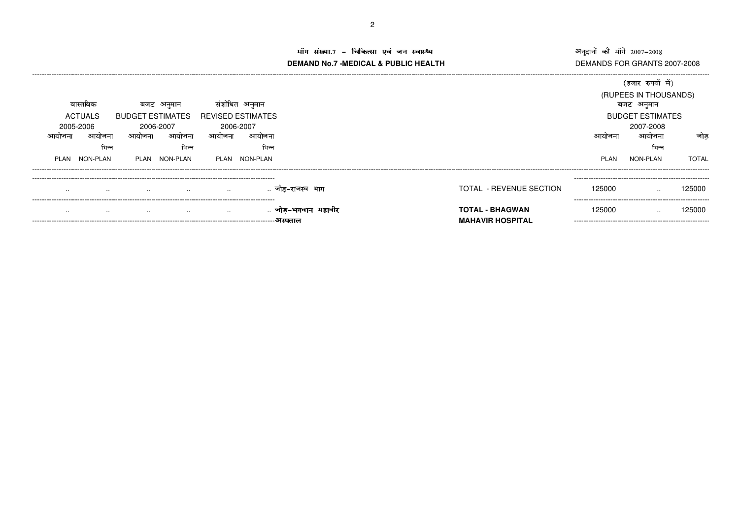**माँग संख्या.7 - चिकित्सा एवं जन स्वास्थ्य**

**DEMAND No.7 -MEDICAL & PUBLIC HEALTH**

अनुदानों की माँगें 2007-2008

DEMANDS FOR GRANTS 2007-2008

(हजार रुपयों में)

(RUPEES IN THOUSANDS)

| वास्तविक ACTUALS 2005-2006 | | बजट अनुमान BUDGET ESTIMATES 2006-2007 | | संशोधित अनुमान REVISED ESTIMATES 2006-2007 | | | | बजट अनुमान BUDGET ESTIMATES 2007-2008 | | |
|---|---|---|---|---|---|---|---|---|---|---|
| आयोजना PLAN | आयोजना भिन्न NON-PLAN | आयोजना PLAN | आयोजना भिन्न NON-PLAN | आयोजना PLAN | आयोजना भिन्न NON-PLAN | | | आयोजना PLAN | आयोजना भिन्न NON-PLAN | जोड़ TOTAL |
| .. | .. | .. | .. | .. | .. | जोड़-राजस्व भाग | TOTAL - REVENUE SECTION | 125000 | .. | 125000 |
| .. | .. | .. | .. | .. | .. | जोड़-भगवान महावीर अस्पताल | **TOTAL - BHAGWAN MAHAVIR HOSPITAL** | 125000 | .. | 125000 |